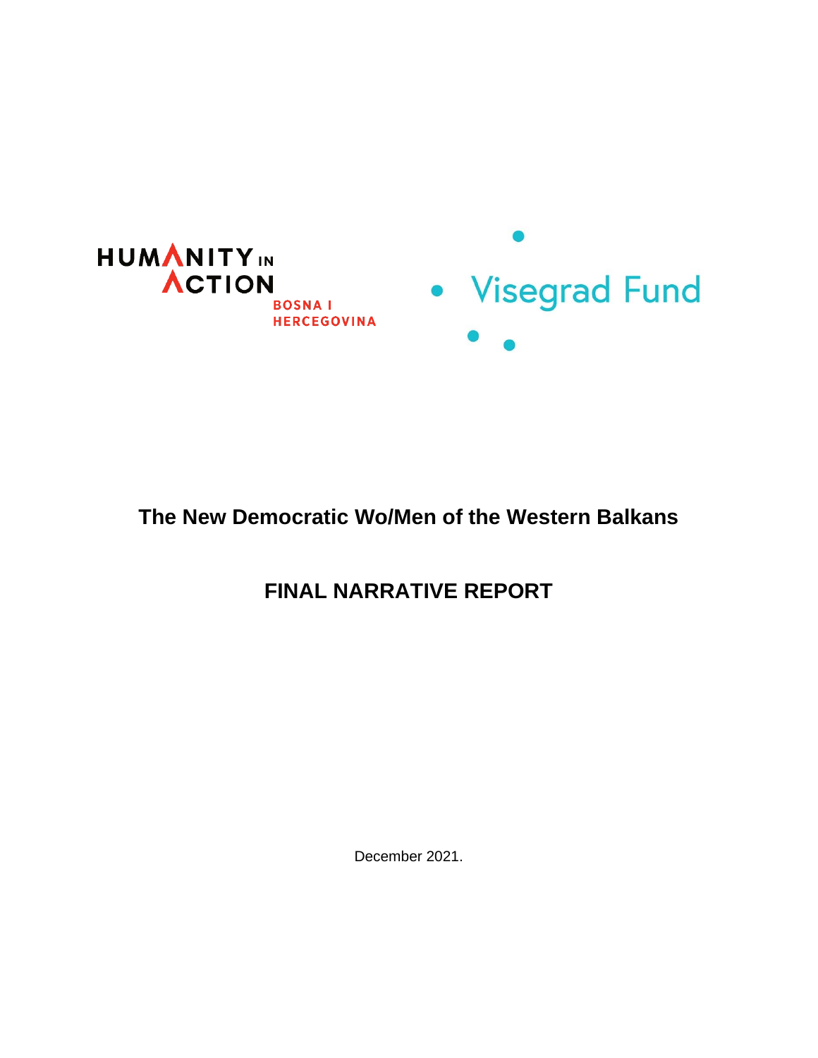HUMANITY IN ACTION
BOSNA I HERCEGOVINA

Visegrad Fund

# The New Democratic Wo/Men of the Western Balkans

# FINAL NARRATIVE REPORT

December 2021.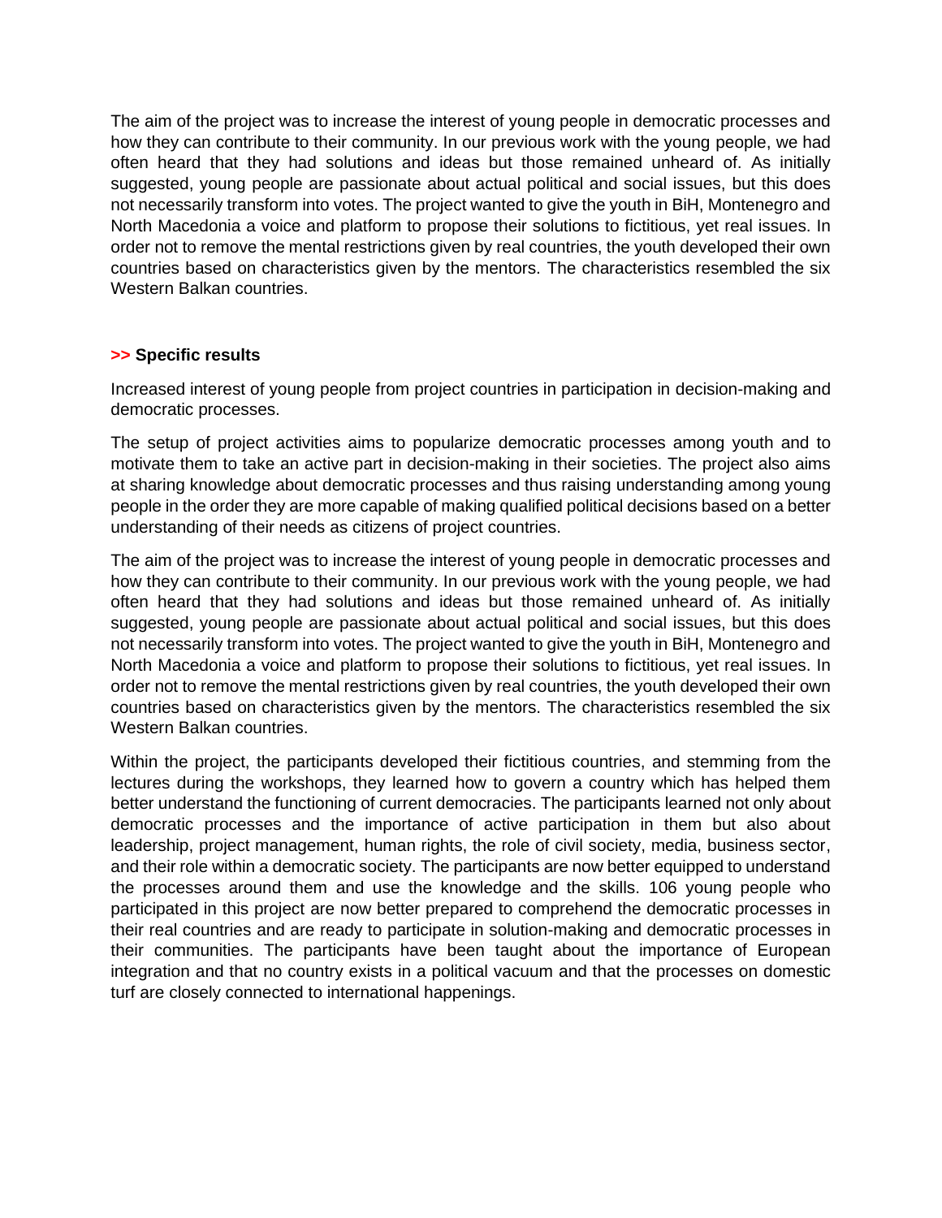The aim of the project was to increase the interest of young people in democratic processes and how they can contribute to their community. In our previous work with the young people, we had often heard that they had solutions and ideas but those remained unheard of. As initially suggested, young people are passionate about actual political and social issues, but this does not necessarily transform into votes. The project wanted to give the youth in BiH, Montenegro and North Macedonia a voice and platform to propose their solutions to fictitious, yet real issues. In order not to remove the mental restrictions given by real countries, the youth developed their own countries based on characteristics given by the mentors. The characteristics resembled the six Western Balkan countries.

**>> Specific results**

Increased interest of young people from project countries in participation in decision-making and democratic processes.

The setup of project activities aims to popularize democratic processes among youth and to motivate them to take an active part in decision-making in their societies. The project also aims at sharing knowledge about democratic processes and thus raising understanding among young people in the order they are more capable of making qualified political decisions based on a better understanding of their needs as citizens of project countries.

The aim of the project was to increase the interest of young people in democratic processes and how they can contribute to their community. In our previous work with the young people, we had often heard that they had solutions and ideas but those remained unheard of. As initially suggested, young people are passionate about actual political and social issues, but this does not necessarily transform into votes. The project wanted to give the youth in BiH, Montenegro and North Macedonia a voice and platform to propose their solutions to fictitious, yet real issues. In order not to remove the mental restrictions given by real countries, the youth developed their own countries based on characteristics given by the mentors. The characteristics resembled the six Western Balkan countries.

Within the project, the participants developed their fictitious countries, and stemming from the lectures during the workshops, they learned how to govern a country which has helped them better understand the functioning of current democracies. The participants learned not only about democratic processes and the importance of active participation in them but also about leadership, project management, human rights, the role of civil society, media, business sector, and their role within a democratic society. The participants are now better equipped to understand the processes around them and use the knowledge and the skills. 106 young people who participated in this project are now better prepared to comprehend the democratic processes in their real countries and are ready to participate in solution-making and democratic processes in their communities. The participants have been taught about the importance of European integration and that no country exists in a political vacuum and that the processes on domestic turf are closely connected to international happenings.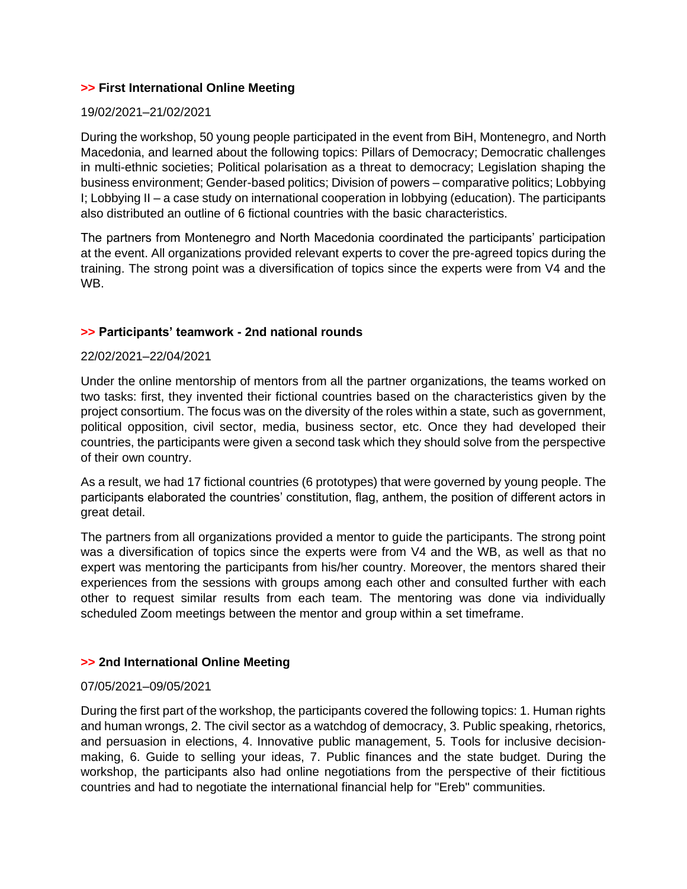### >> First International Online Meeting

19/02/2021–21/02/2021

During the workshop, 50 young people participated in the event from BiH, Montenegro, and North Macedonia, and learned about the following topics: Pillars of Democracy; Democratic challenges in multi-ethnic societies; Political polarisation as a threat to democracy; Legislation shaping the business environment; Gender-based politics; Division of powers – comparative politics; Lobbying I; Lobbying II – a case study on international cooperation in lobbying (education). The participants also distributed an outline of 6 fictional countries with the basic characteristics.

The partners from Montenegro and North Macedonia coordinated the participants' participation at the event. All organizations provided relevant experts to cover the pre-agreed topics during the training. The strong point was a diversification of topics since the experts were from V4 and the WB.

### >> Participants' teamwork - 2nd national rounds

22/02/2021–22/04/2021

Under the online mentorship of mentors from all the partner organizations, the teams worked on two tasks: first, they invented their fictional countries based on the characteristics given by the project consortium. The focus was on the diversity of the roles within a state, such as government, political opposition, civil sector, media, business sector, etc. Once they had developed their countries, the participants were given a second task which they should solve from the perspective of their own country.

As a result, we had 17 fictional countries (6 prototypes) that were governed by young people. The participants elaborated the countries' constitution, flag, anthem, the position of different actors in great detail.

The partners from all organizations provided a mentor to guide the participants. The strong point was a diversification of topics since the experts were from V4 and the WB, as well as that no expert was mentoring the participants from his/her country. Moreover, the mentors shared their experiences from the sessions with groups among each other and consulted further with each other to request similar results from each team. The mentoring was done via individually scheduled Zoom meetings between the mentor and group within a set timeframe.

### >> 2nd International Online Meeting

07/05/2021–09/05/2021

During the first part of the workshop, the participants covered the following topics: 1. Human rights and human wrongs, 2. The civil sector as a watchdog of democracy, 3. Public speaking, rhetorics, and persuasion in elections, 4. Innovative public management, 5. Tools for inclusive decision-making, 6. Guide to selling your ideas, 7. Public finances and the state budget. During the workshop, the participants also had online negotiations from the perspective of their fictitious countries and had to negotiate the international financial help for "Ereb" communities.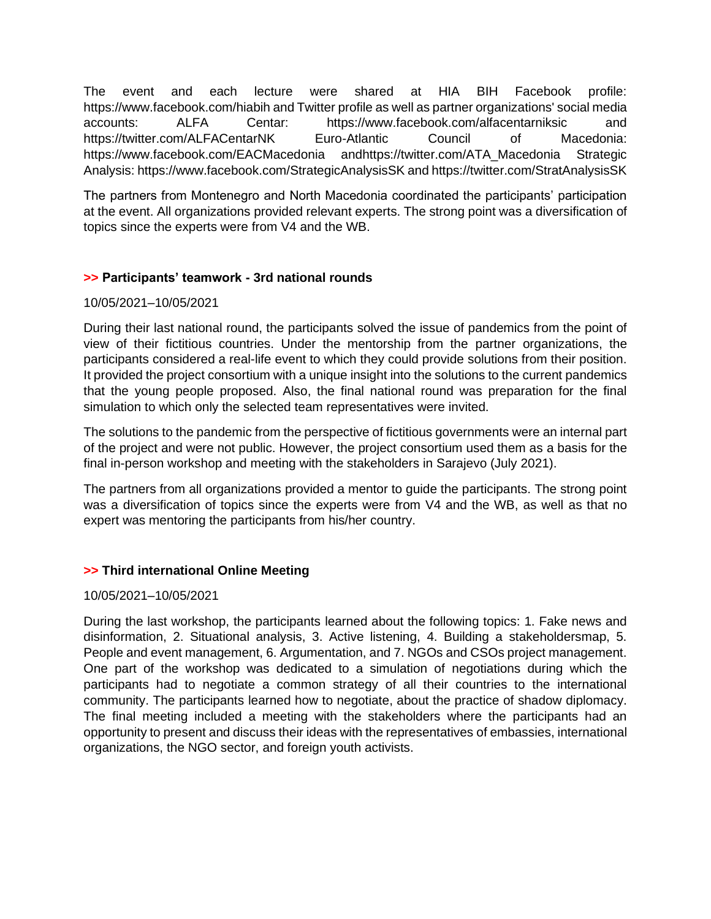The event and each lecture were shared at HIA BIH Facebook profile: https://www.facebook.com/hiabih and Twitter profile as well as partner organizations' social media accounts: ALFA Centar: https://www.facebook.com/alfacentarniksic and https://twitter.com/ALFACentarNK Euro-Atlantic Council of Macedonia: https://www.facebook.com/EACMacedonia andhttps://twitter.com/ATA_Macedonia Strategic Analysis: https://www.facebook.com/StrategicAnalysisSK and https://twitter.com/StratAnalysisSK

The partners from Montenegro and North Macedonia coordinated the participants' participation at the event. All organizations provided relevant experts. The strong point was a diversification of topics since the experts were from V4 and the WB.

### >> Participants' teamwork - 3rd national rounds

10/05/2021–10/05/2021

During their last national round, the participants solved the issue of pandemics from the point of view of their fictitious countries. Under the mentorship from the partner organizations, the participants considered a real-life event to which they could provide solutions from their position. It provided the project consortium with a unique insight into the solutions to the current pandemics that the young people proposed. Also, the final national round was preparation for the final simulation to which only the selected team representatives were invited.

The solutions to the pandemic from the perspective of fictitious governments were an internal part of the project and were not public. However, the project consortium used them as a basis for the final in-person workshop and meeting with the stakeholders in Sarajevo (July 2021).

The partners from all organizations provided a mentor to guide the participants. The strong point was a diversification of topics since the experts were from V4 and the WB, as well as that no expert was mentoring the participants from his/her country.

### >> Third international Online Meeting

10/05/2021–10/05/2021

During the last workshop, the participants learned about the following topics: 1. Fake news and disinformation, 2. Situational analysis, 3. Active listening, 4. Building a stakeholdersmap, 5. People and event management, 6. Argumentation, and 7. NGOs and CSOs project management. One part of the workshop was dedicated to a simulation of negotiations during which the participants had to negotiate a common strategy of all their countries to the international community. The participants learned how to negotiate, about the practice of shadow diplomacy. The final meeting included a meeting with the stakeholders where the participants had an opportunity to present and discuss their ideas with the representatives of embassies, international organizations, the NGO sector, and foreign youth activists.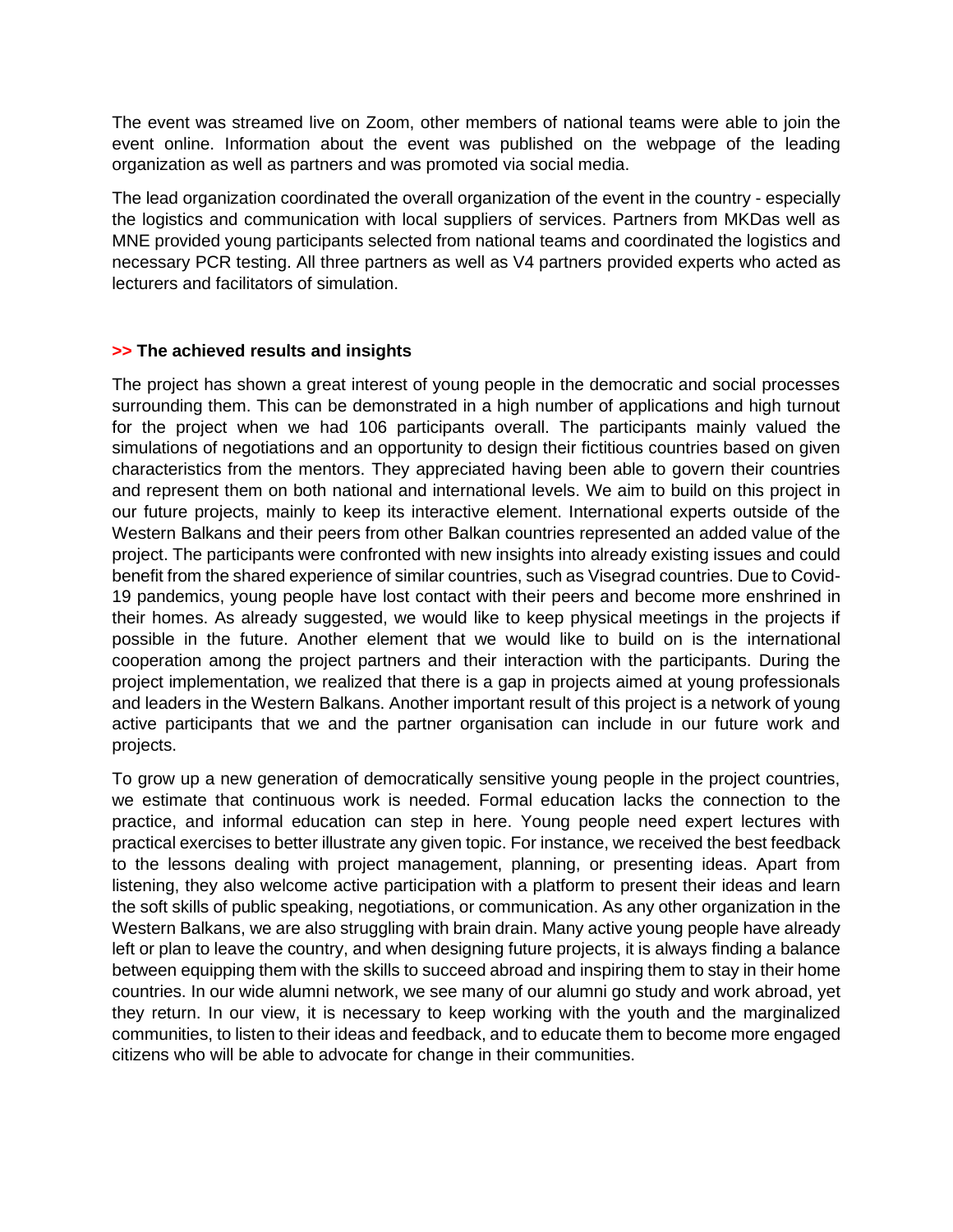The event was streamed live on Zoom, other members of national teams were able to join the event online. Information about the event was published on the webpage of the leading organization as well as partners and was promoted via social media.

The lead organization coordinated the overall organization of the event in the country - especially the logistics and communication with local suppliers of services. Partners from MKDas well as MNE provided young participants selected from national teams and coordinated the logistics and necessary PCR testing. All three partners as well as V4 partners provided experts who acted as lecturers and facilitators of simulation.

### >> The achieved results and insights

The project has shown a great interest of young people in the democratic and social processes surrounding them. This can be demonstrated in a high number of applications and high turnout for the project when we had 106 participants overall. The participants mainly valued the simulations of negotiations and an opportunity to design their fictitious countries based on given characteristics from the mentors. They appreciated having been able to govern their countries and represent them on both national and international levels. We aim to build on this project in our future projects, mainly to keep its interactive element. International experts outside of the Western Balkans and their peers from other Balkan countries represented an added value of the project. The participants were confronted with new insights into already existing issues and could benefit from the shared experience of similar countries, such as Visegrad countries. Due to Covid-19 pandemics, young people have lost contact with their peers and become more enshrined in their homes. As already suggested, we would like to keep physical meetings in the projects if possible in the future. Another element that we would like to build on is the international cooperation among the project partners and their interaction with the participants. During the project implementation, we realized that there is a gap in projects aimed at young professionals and leaders in the Western Balkans. Another important result of this project is a network of young active participants that we and the partner organisation can include in our future work and projects.

To grow up a new generation of democratically sensitive young people in the project countries, we estimate that continuous work is needed. Formal education lacks the connection to the practice, and informal education can step in here. Young people need expert lectures with practical exercises to better illustrate any given topic. For instance, we received the best feedback to the lessons dealing with project management, planning, or presenting ideas. Apart from listening, they also welcome active participation with a platform to present their ideas and learn the soft skills of public speaking, negotiations, or communication. As any other organization in the Western Balkans, we are also struggling with brain drain. Many active young people have already left or plan to leave the country, and when designing future projects, it is always finding a balance between equipping them with the skills to succeed abroad and inspiring them to stay in their home countries. In our wide alumni network, we see many of our alumni go study and work abroad, yet they return. In our view, it is necessary to keep working with the youth and the marginalized communities, to listen to their ideas and feedback, and to educate them to become more engaged citizens who will be able to advocate for change in their communities.